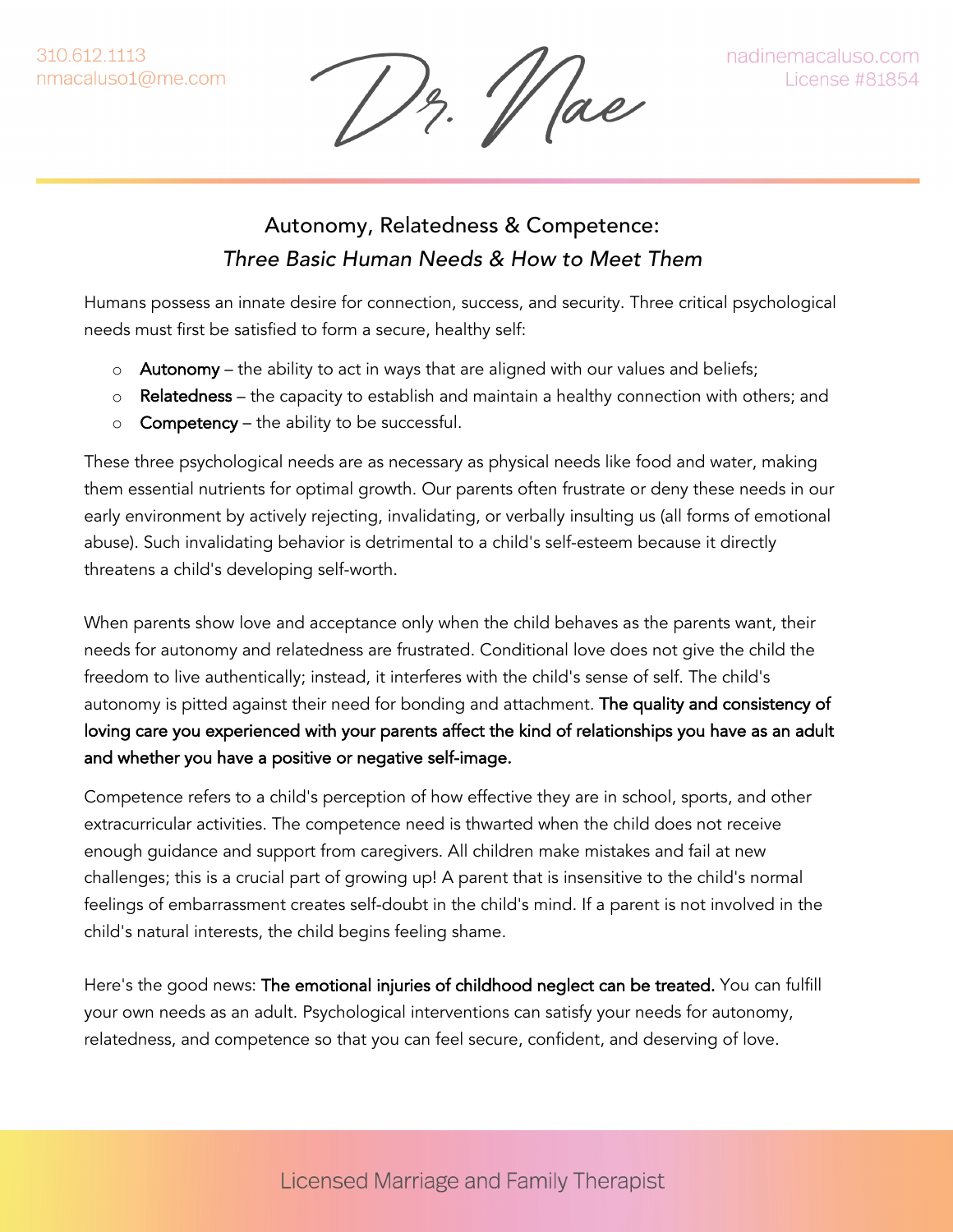310.612.1113
nmacaluso1@me.com

Dr. Nae

nadinemacaluso.com
License #81854

# Autonomy, Relatedness & Competence:
## *Three Basic Human Needs & How to Meet Them*

Humans possess an innate desire for connection, success, and security. Three critical psychological needs must first be satisfied to form a secure, healthy self:

- **Autonomy** – the ability to act in ways that are aligned with our values and beliefs;
- **Relatedness** – the capacity to establish and maintain a healthy connection with others; and
- **Competency** – the ability to be successful.

These three psychological needs are as necessary as physical needs like food and water, making them essential nutrients for optimal growth. Our parents often frustrate or deny these needs in our early environment by actively rejecting, invalidating, or verbally insulting us (all forms of emotional abuse). Such invalidating behavior is detrimental to a child's self-esteem because it directly threatens a child's developing self-worth.

When parents show love and acceptance only when the child behaves as the parents want, their needs for autonomy and relatedness are frustrated. Conditional love does not give the child the freedom to live authentically; instead, it interferes with the child's sense of self. The child's autonomy is pitted against their need for bonding and attachment. **The quality and consistency of loving care you experienced with your parents affect the kind of relationships you have as an adult and whether you have a positive or negative self-image.**

Competence refers to a child's perception of how effective they are in school, sports, and other extracurricular activities. The competence need is thwarted when the child does not receive enough guidance and support from caregivers. All children make mistakes and fail at new challenges; this is a crucial part of growing up! A parent that is insensitive to the child's normal feelings of embarrassment creates self-doubt in the child's mind. If a parent is not involved in the child's natural interests, the child begins feeling shame.

Here's the good news: **The emotional injuries of childhood neglect can be treated.** You can fulfill your own needs as an adult. Psychological interventions can satisfy your needs for autonomy, relatedness, and competence so that you can feel secure, confident, and deserving of love.

Licensed Marriage and Family Therapist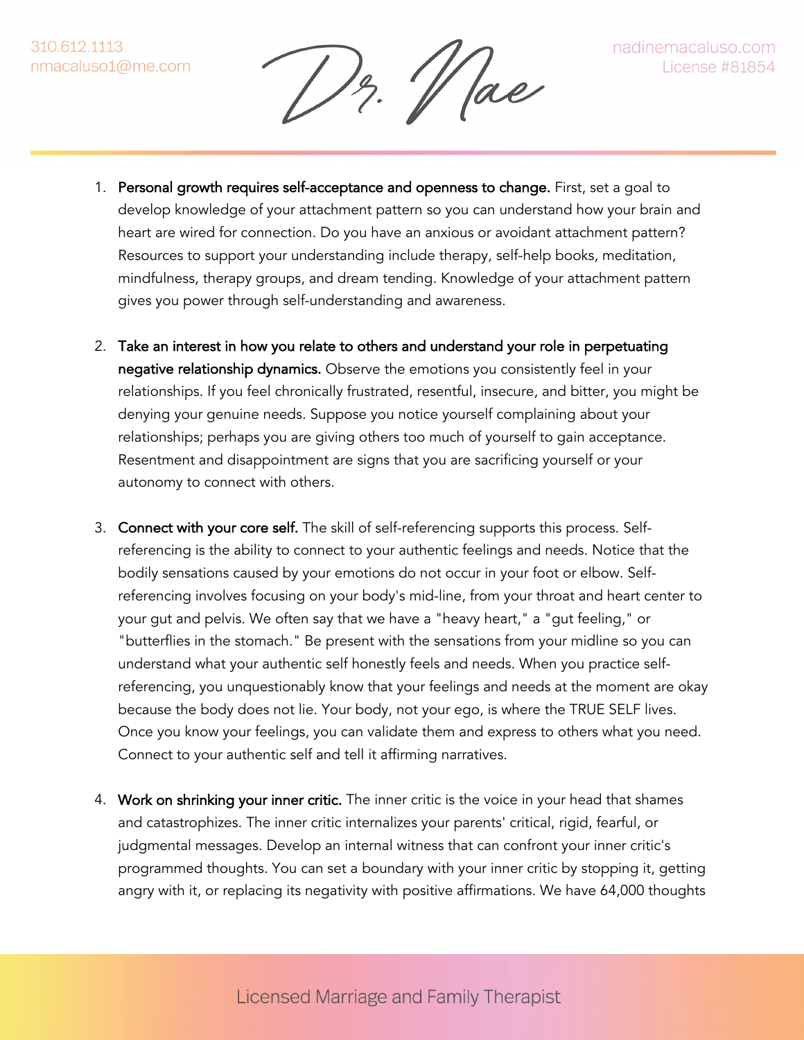1. **Personal growth requires self-acceptance and openness to change.** First, set a goal to develop knowledge of your attachment pattern so you can understand how your brain and heart are wired for connection. Do you have an anxious or avoidant attachment pattern? Resources to support your understanding include therapy, self-help books, meditation, mindfulness, therapy groups, and dream tending. Knowledge of your attachment pattern gives you power through self-understanding and awareness.

2. **Take an interest in how you relate to others and understand your role in perpetuating negative relationship dynamics.** Observe the emotions you consistently feel in your relationships. If you feel chronically frustrated, resentful, insecure, and bitter, you might be denying your genuine needs. Suppose you notice yourself complaining about your relationships; perhaps you are giving others too much of yourself to gain acceptance. Resentment and disappointment are signs that you are sacrificing yourself or your autonomy to connect with others.

3. **Connect with your core self.** The skill of self-referencing supports this process. Self-referencing is the ability to connect to your authentic feelings and needs. Notice that the bodily sensations caused by your emotions do not occur in your foot or elbow. Self-referencing involves focusing on your body's mid-line, from your throat and heart center to your gut and pelvis. We often say that we have a "heavy heart," a "gut feeling," or "butterflies in the stomach." Be present with the sensations from your midline so you can understand what your authentic self honestly feels and needs. When you practice self-referencing, you unquestionably know that your feelings and needs at the moment are okay because the body does not lie. Your body, not your ego, is where the TRUE SELF lives. Once you know your feelings, you can validate them and express to others what you need. Connect to your authentic self and tell it affirming narratives.

4. **Work on shrinking your inner critic.** The inner critic is the voice in your head that shames and catastrophizes. The inner critic internalizes your parents' critical, rigid, fearful, or judgmental messages. Develop an internal witness that can confront your inner critic's programmed thoughts. You can set a boundary with your inner critic by stopping it, getting angry with it, or replacing its negativity with positive affirmations. We have 64,000 thoughts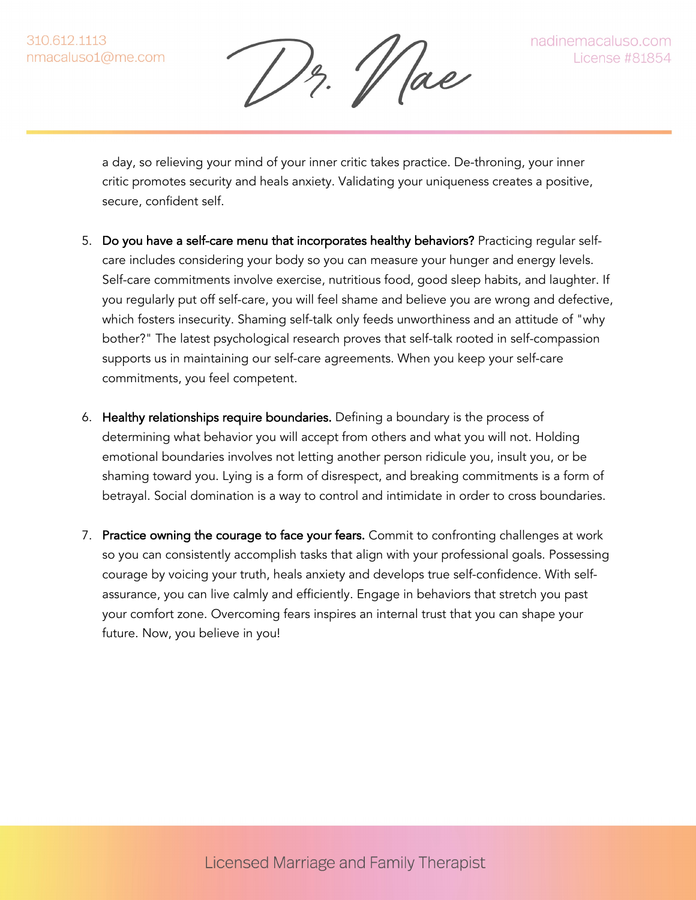a day, so relieving your mind of your inner critic takes practice. De-throning, your inner critic promotes security and heals anxiety. Validating your uniqueness creates a positive, secure, confident self.

5. **Do you have a self-care menu that incorporates healthy behaviors?** Practicing regular self-care includes considering your body so you can measure your hunger and energy levels. Self-care commitments involve exercise, nutritious food, good sleep habits, and laughter. If you regularly put off self-care, you will feel shame and believe you are wrong and defective, which fosters insecurity. Shaming self-talk only feeds unworthiness and an attitude of "why bother?" The latest psychological research proves that self-talk rooted in self-compassion supports us in maintaining our self-care agreements. When you keep your self-care commitments, you feel competent.

6. **Healthy relationships require boundaries.** Defining a boundary is the process of determining what behavior you will accept from others and what you will not. Holding emotional boundaries involves not letting another person ridicule you, insult you, or be shaming toward you. Lying is a form of disrespect, and breaking commitments is a form of betrayal. Social domination is a way to control and intimidate in order to cross boundaries.

7. **Practice owning the courage to face your fears.** Commit to confronting challenges at work so you can consistently accomplish tasks that align with your professional goals. Possessing courage by voicing your truth, heals anxiety and develops true self-confidence. With self-assurance, you can live calmly and efficiently. Engage in behaviors that stretch you past your comfort zone. Overcoming fears inspires an internal trust that you can shape your future. Now, you believe in you!